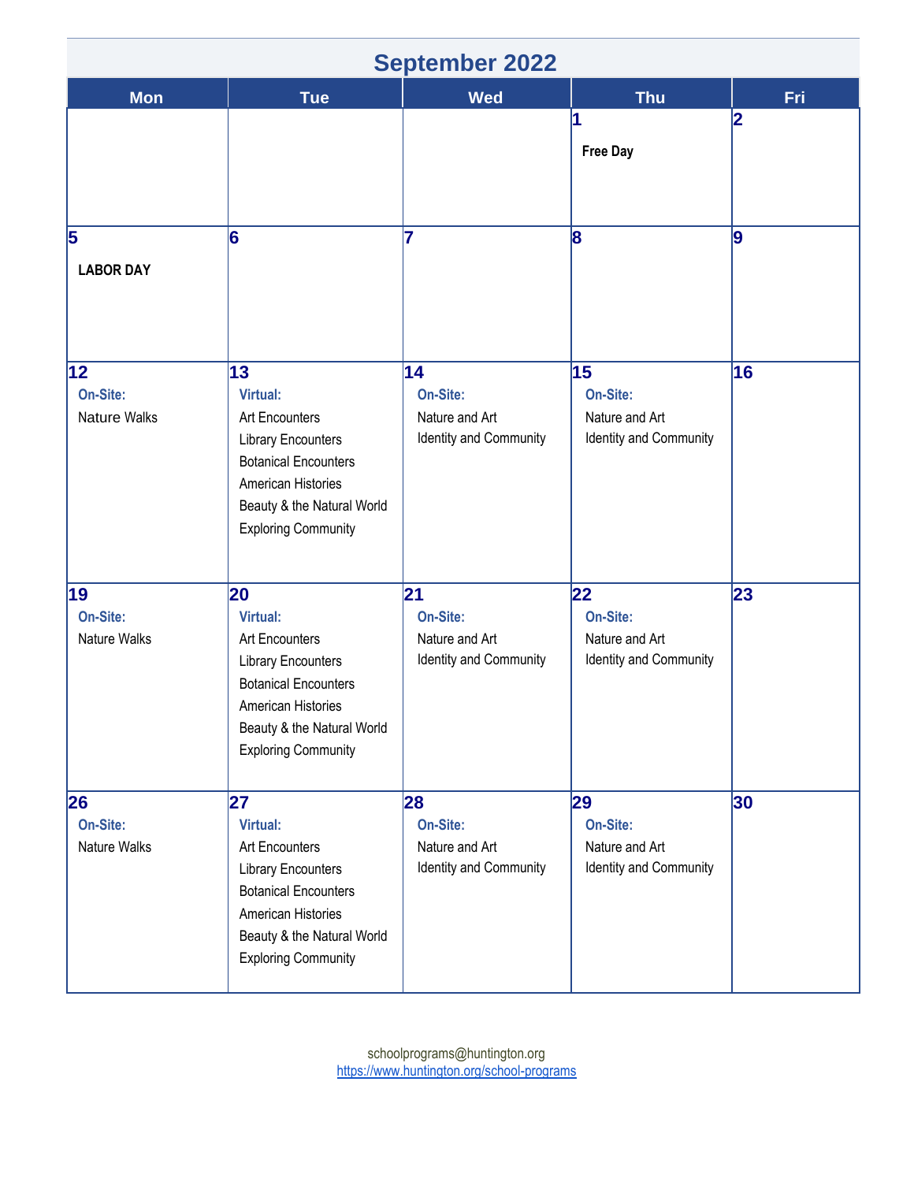# September 2022

| Mon | Tue | Wed | Thu | Fri |
|---|---|---|---|---|
| | | | **1**<br>**Free Day** | **2** |
| **5**<br>**LABOR DAY** | **6** | **7** | **8** | **9** |
| **12**<br>**On-Site:**<br>Nature Walks | **13**<br>**Virtual:**<br>Art Encounters<br>Library Encounters<br>Botanical Encounters<br>American Histories<br>Beauty & the Natural World<br>Exploring Community | **14**<br>**On-Site:**<br>Nature and Art<br>Identity and Community | **15**<br>**On-Site:**<br>Nature and Art<br>Identity and Community | **16** |
| **19**<br>**On-Site:**<br>Nature Walks | **20**<br>**Virtual:**<br>Art Encounters<br>Library Encounters<br>Botanical Encounters<br>American Histories<br>Beauty & the Natural World<br>Exploring Community | **21**<br>**On-Site:**<br>Nature and Art<br>Identity and Community | **22**<br>**On-Site:**<br>Nature and Art<br>Identity and Community | **23** |
| **26**<br>**On-Site:**<br>Nature Walks | **27**<br>**Virtual:**<br>Art Encounters<br>Library Encounters<br>Botanical Encounters<br>American Histories<br>Beauty & the Natural World<br>Exploring Community | **28**<br>**On-Site:**<br>Nature and Art<br>Identity and Community | **29**<br>**On-Site:**<br>Nature and Art<br>Identity and Community | **30** |

schoolprograms@huntington.org
https://www.huntington.org/school-programs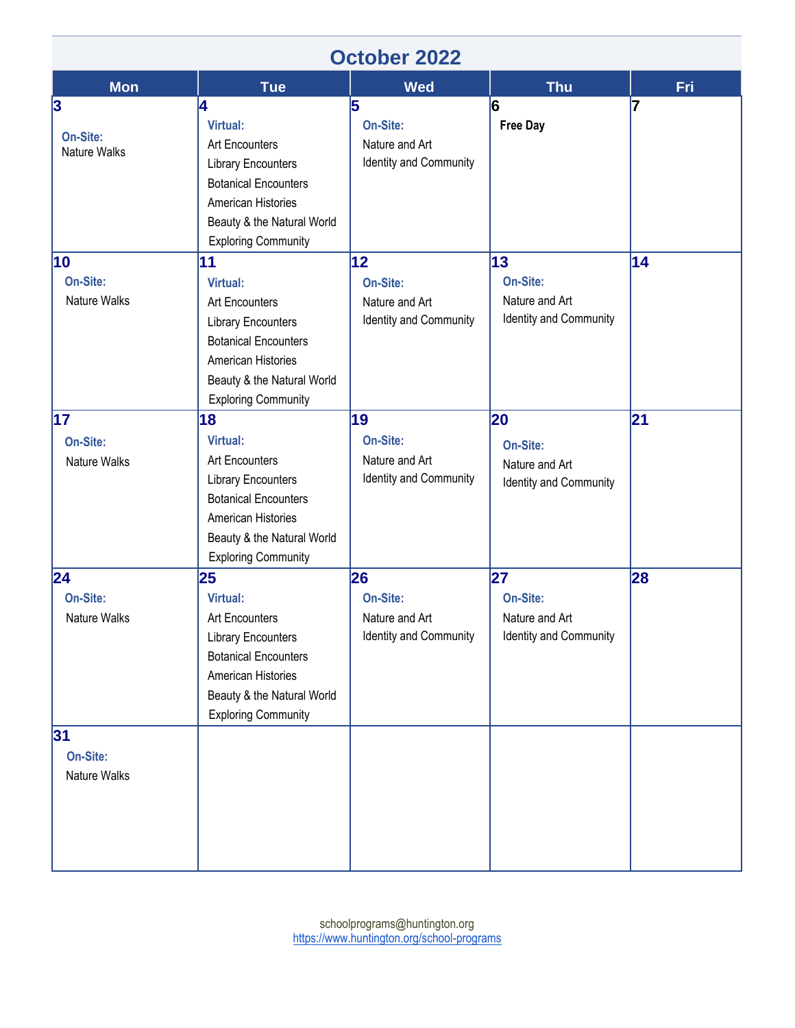# October 2022

| Mon | Tue | Wed | Thu | Fri |
|---|---|---|---|---|
| **3**<br>**On-Site:**<br>Nature Walks | **4**<br>**Virtual:**<br>Art Encounters<br>Library Encounters<br>Botanical Encounters<br>American Histories<br>Beauty & the Natural World<br>Exploring Community | **5**<br>**On-Site:**<br>Nature and Art<br>Identity and Community | **6**<br>**Free Day** | **7** |
| **10**<br>**On-Site:**<br>Nature Walks | **11**<br>**Virtual:**<br>Art Encounters<br>Library Encounters<br>Botanical Encounters<br>American Histories<br>Beauty & the Natural World<br>Exploring Community | **12**<br>**On-Site:**<br>Nature and Art<br>Identity and Community | **13**<br>**On-Site:**<br>Nature and Art<br>Identity and Community | **14** |
| **17**<br>**On-Site:**<br>Nature Walks | **18**<br>**Virtual:**<br>Art Encounters<br>Library Encounters<br>Botanical Encounters<br>American Histories<br>Beauty & the Natural World<br>Exploring Community | **19**<br>**On-Site:**<br>Nature and Art<br>Identity and Community | **20**<br>**On-Site:**<br>Nature and Art<br>Identity and Community | **21** |
| **24**<br>**On-Site:**<br>Nature Walks | **25**<br>**Virtual:**<br>Art Encounters<br>Library Encounters<br>Botanical Encounters<br>American Histories<br>Beauty & the Natural World<br>Exploring Community | **26**<br>**On-Site:**<br>Nature and Art<br>Identity and Community | **27**<br>**On-Site:**<br>Nature and Art<br>Identity and Community | **28** |
| **31**<br>**On-Site:**<br>Nature Walks | | | | |

schoolprograms@huntington.org
https://www.huntington.org/school-programs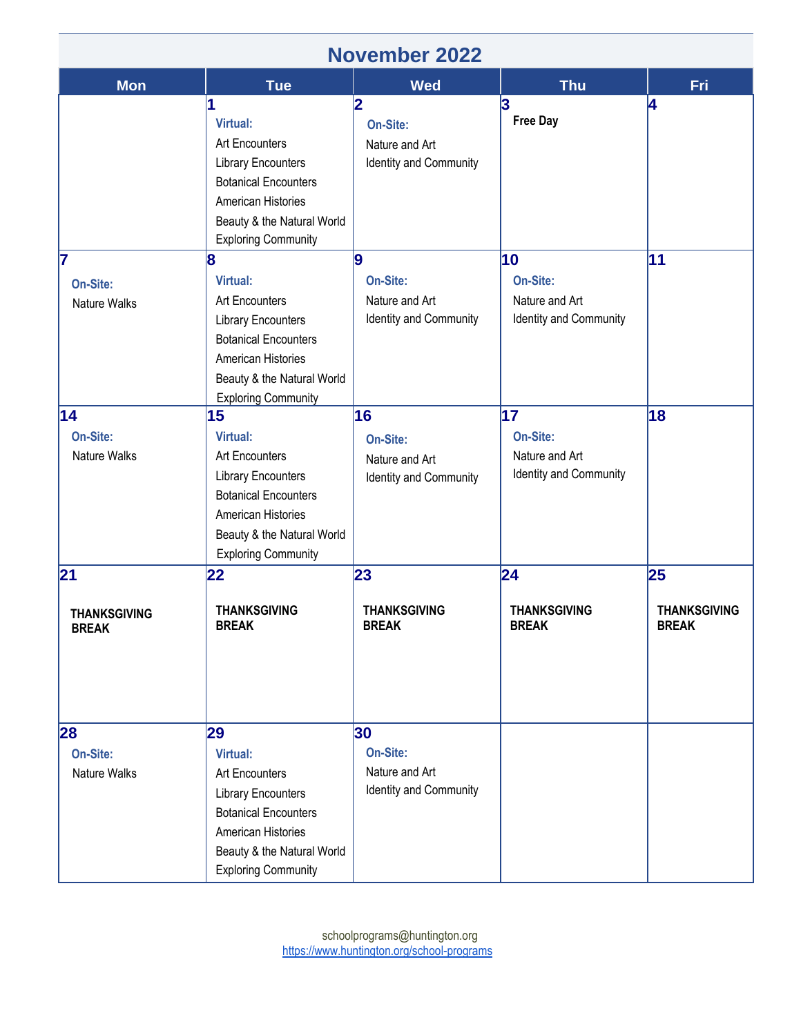# November 2022

| Mon | Tue | Wed | Thu | Fri |
|---|---|---|---|---|
| | **1**<br>**Virtual:**<br>Art Encounters<br>Library Encounters<br>Botanical Encounters<br>American Histories<br>Beauty & the Natural World<br>Exploring Community | **2**<br>**On-Site:**<br>Nature and Art<br>Identity and Community | **3**<br>**Free Day** | **4** |
| **7**<br>**On-Site:**<br>Nature Walks | **8**<br>**Virtual:**<br>Art Encounters<br>Library Encounters<br>Botanical Encounters<br>American Histories<br>Beauty & the Natural World<br>Exploring Community | **9**<br>**On-Site:**<br>Nature and Art<br>Identity and Community | **10**<br>**On-Site:**<br>Nature and Art<br>Identity and Community | **11** |
| **14**<br>**On-Site:**<br>Nature Walks | **15**<br>**Virtual:**<br>Art Encounters<br>Library Encounters<br>Botanical Encounters<br>American Histories<br>Beauty & the Natural World<br>Exploring Community | **16**<br>**On-Site:**<br>Nature and Art<br>Identity and Community | **17**<br>**On-Site:**<br>Nature and Art<br>Identity and Community | **18** |
| **21**<br>**THANKSGIVING BREAK** | **22**<br>**THANKSGIVING BREAK** | **23**<br>**THANKSGIVING BREAK** | **24**<br>**THANKSGIVING BREAK** | **25**<br>**THANKSGIVING BREAK** |
| **28**<br>**On-Site:**<br>Nature Walks | **29**<br>**Virtual:**<br>Art Encounters<br>Library Encounters<br>Botanical Encounters<br>American Histories<br>Beauty & the Natural World<br>Exploring Community | **30**<br>**On-Site:**<br>Nature and Art<br>Identity and Community | | |

schoolprograms@huntington.org
https://www.huntington.org/school-programs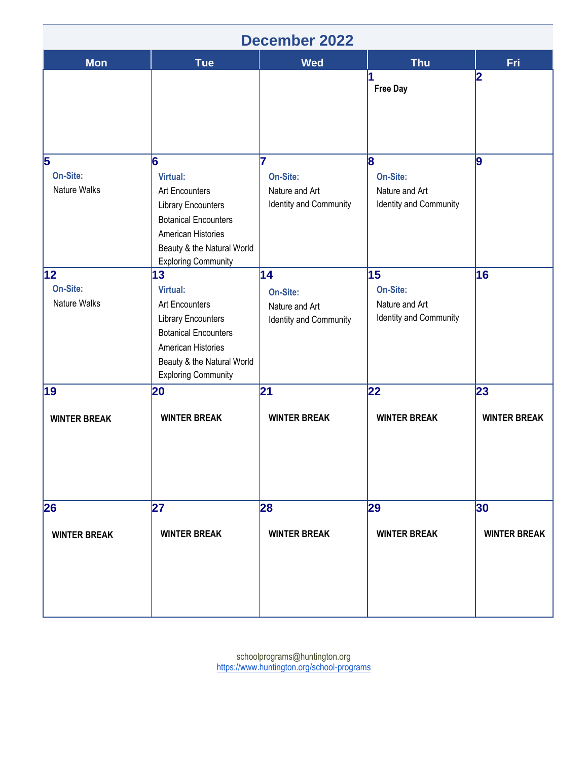# December 2022

| Mon | Tue | Wed | Thu | Fri |
|---|---|---|---|---|
| | | | **1** Free Day | **2** |
| **5** On-Site: Nature Walks | **6** Virtual: Art Encounters, Library Encounters, Botanical Encounters, American Histories, Beauty & the Natural World, Exploring Community | **7** On-Site: Nature and Art, Identity and Community | **8** On-Site: Nature and Art, Identity and Community | **9** |
| **12** On-Site: Nature Walks | **13** Virtual: Art Encounters, Library Encounters, Botanical Encounters, American Histories, Beauty & the Natural World, Exploring Community | **14** On-Site: Nature and Art, Identity and Community | **15** On-Site: Nature and Art, Identity and Community | **16** |
| **19** WINTER BREAK | **20** WINTER BREAK | **21** WINTER BREAK | **22** WINTER BREAK | **23** WINTER BREAK |
| **26** WINTER BREAK | **27** WINTER BREAK | **28** WINTER BREAK | **29** WINTER BREAK | **30** WINTER BREAK |

schoolprograms@huntington.org
https://www.huntington.org/school-programs